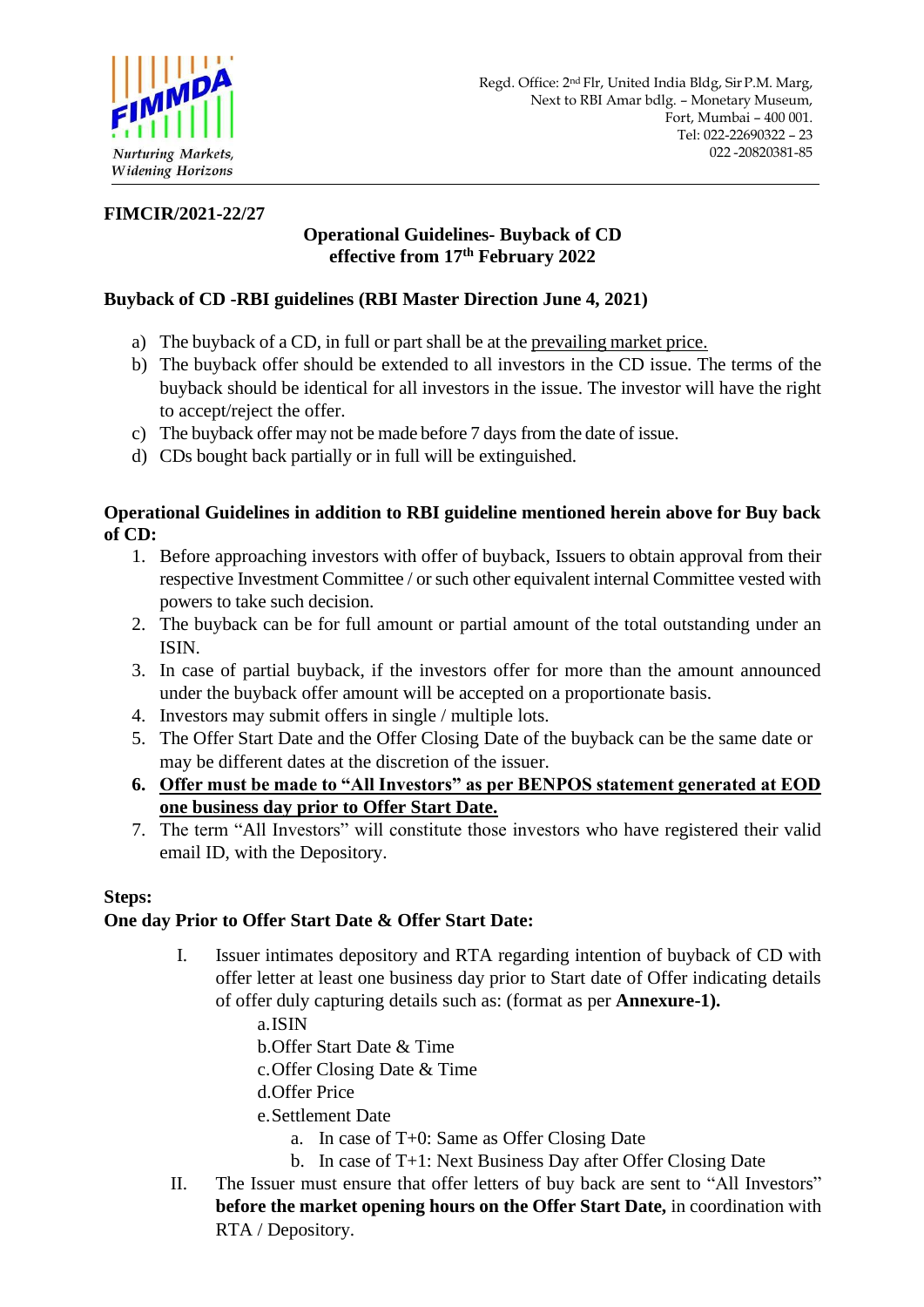Regd. Office: 2nd Flr, United India Bldg, Sir P.M. Marg,
Next to RBI Amar bdlg. – Monetary Museum,
Fort, Mumbai – 400 001.
Tel: 022-22690322 – 23
022 -20820381-85

**FIMCIR/2021-22/27**

## Operational Guidelines- Buyback of CD effective from 17th February 2022

### Buyback of CD -RBI guidelines (RBI Master Direction June 4, 2021)

a) The buyback of a CD, in full or part shall be at the prevailing market price.
b) The buyback offer should be extended to all investors in the CD issue. The terms of the buyback should be identical for all investors in the issue. The investor will have the right to accept/reject the offer.
c) The buyback offer may not be made before 7 days from the date of issue.
d) CDs bought back partially or in full will be extinguished.

### Operational Guidelines in addition to RBI guideline mentioned herein above for Buy back of CD:

1. Before approaching investors with offer of buyback, Issuers to obtain approval from their respective Investment Committee / or such other equivalent internal Committee vested with powers to take such decision.
2. The buyback can be for full amount or partial amount of the total outstanding under an ISIN.
3. In case of partial buyback, if the investors offer for more than the amount announced under the buyback offer amount will be accepted on a proportionate basis.
4. Investors may submit offers in single / multiple lots.
5. The Offer Start Date and the Offer Closing Date of the buyback can be the same date or may be different dates at the discretion of the issuer.
6. **Offer must be made to "All Investors" as per BENPOS statement generated at EOD one business day prior to Offer Start Date.**
7. The term "All Investors" will constitute those investors who have registered their valid email ID, with the Depository.

**Steps:**

**One day Prior to Offer Start Date & Offer Start Date:**

I. Issuer intimates depository and RTA regarding intention of buyback of CD with offer letter at least one business day prior to Start date of Offer indicating details of offer duly capturing details such as: (format as per **Annexure-1).**
   a. ISIN
   b. Offer Start Date & Time
   c. Offer Closing Date & Time
   d. Offer Price
   e. Settlement Date
      a. In case of T+0: Same as Offer Closing Date
      b. In case of T+1: Next Business Day after Offer Closing Date

II. The Issuer must ensure that offer letters of buy back are sent to "All Investors" **before the market opening hours on the Offer Start Date,** in coordination with RTA / Depository.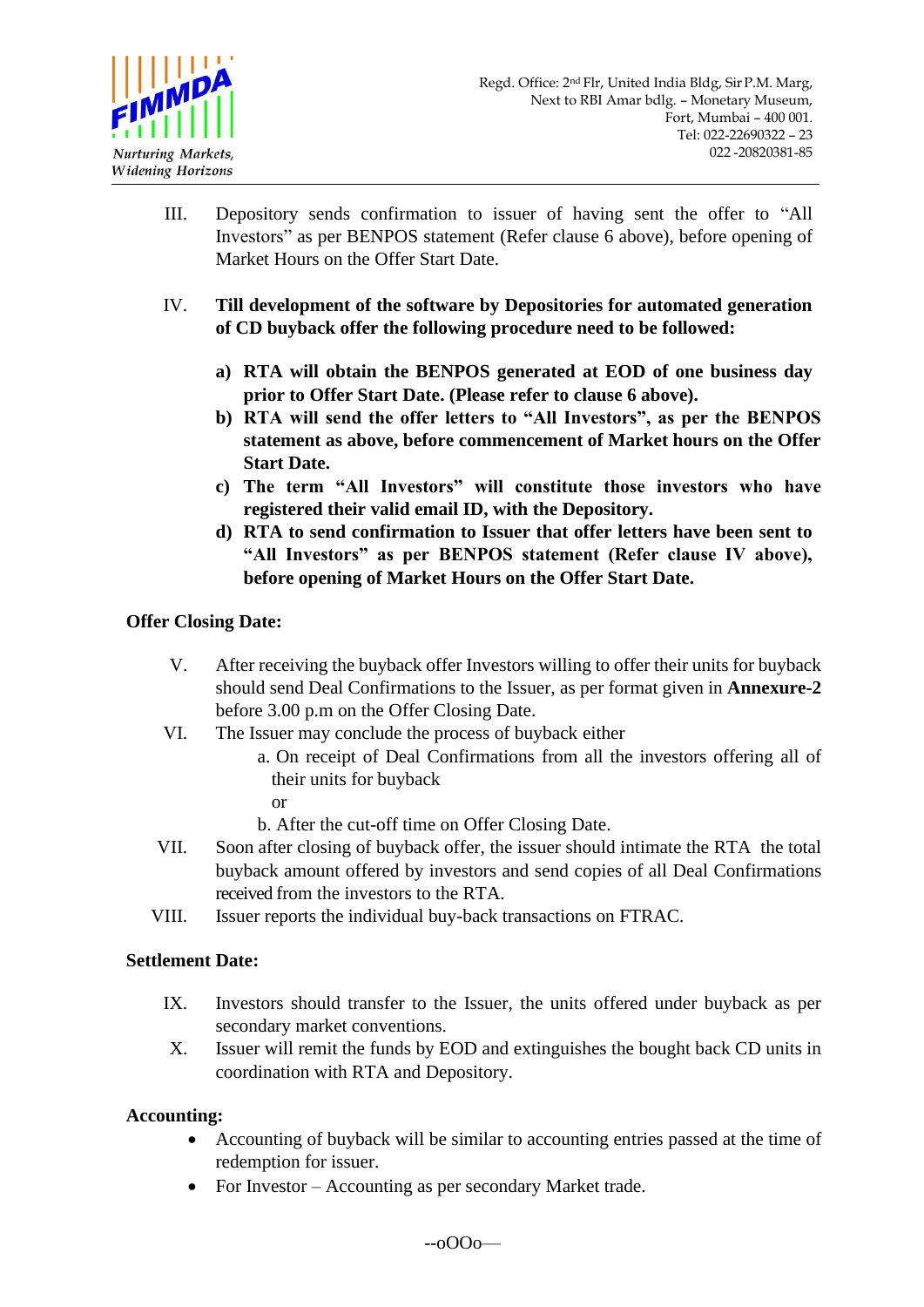III. Depository sends confirmation to issuer of having sent the offer to "All Investors" as per BENPOS statement (Refer clause 6 above), before opening of Market Hours on the Offer Start Date.

IV. **Till development of the software by Depositories for automated generation of CD buyback offer the following procedure need to be followed:**

   **a) RTA will obtain the BENPOS generated at EOD of one business day prior to Offer Start Date. (Please refer to clause 6 above).**
   
   **b) RTA will send the offer letters to "All Investors", as per the BENPOS statement as above, before commencement of Market hours on the Offer Start Date.**
   
   **c) The term "All Investors" will constitute those investors who have registered their valid email ID, with the Depository.**
   
   **d) RTA to send confirmation to Issuer that offer letters have been sent to "All Investors" as per BENPOS statement (Refer clause IV above), before opening of Market Hours on the Offer Start Date.**

**Offer Closing Date:**

V. After receiving the buyback offer Investors willing to offer their units for buyback should send Deal Confirmations to the Issuer, as per format given in **Annexure-2** before 3.00 p.m on the Offer Closing Date.

VI. The Issuer may conclude the process of buyback either

   a. On receipt of Deal Confirmations from all the investors offering all of their units for buyback
   
   or
   
   b. After the cut-off time on Offer Closing Date.

VII. Soon after closing of buyback offer, the issuer should intimate the RTA the total buyback amount offered by investors and send copies of all Deal Confirmations received from the investors to the RTA.

VIII. Issuer reports the individual buy-back transactions on FTRAC.

**Settlement Date:**

IX. Investors should transfer to the Issuer, the units offered under buyback as per secondary market conventions.

X. Issuer will remit the funds by EOD and extinguishes the bought back CD units in coordination with RTA and Depository.

**Accounting:**

- Accounting of buyback will be similar to accounting entries passed at the time of redemption for issuer.
- For Investor – Accounting as per secondary Market trade.

--oOOo—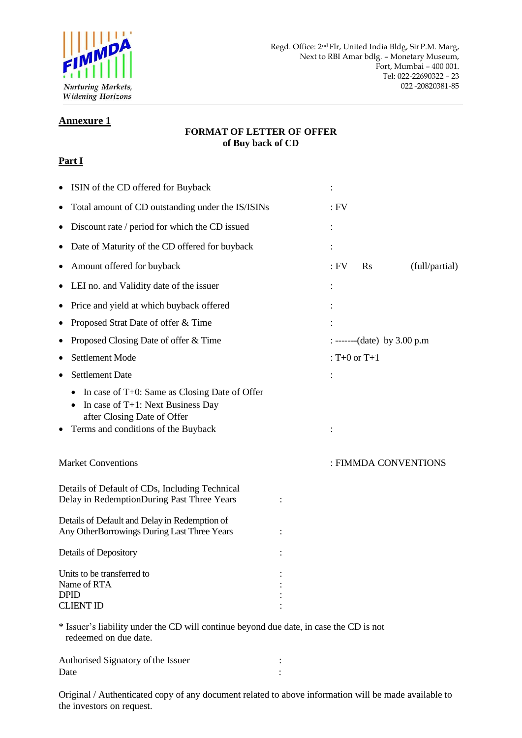Regd. Office: 2nd Flr, United India Bldg, Sir P.M. Marg,
Next to RBI Amar bdlg. – Monetary Museum,
Fort, Mumbai – 400 001.
Tel: 022-22690322 – 23
022 -20820381-85

**Annexure 1**

**FORMAT OF LETTER OF OFFER**
**of Buy back of CD**

**Part I**

- ISIN of the CD offered for Buyback :
- Total amount of CD outstanding under the IS/ISINs : FV
- Discount rate / period for which the CD issued :
- Date of Maturity of the CD offered for buyback :
- Amount offered for buyback : FV Rs (full/partial)
- LEI no. and Validity date of the issuer :
- Price and yield at which buyback offered :
- Proposed Strat Date of offer & Time :
- Proposed Closing Date of offer & Time : -------(date) by 3.00 p.m
- Settlement Mode : T+0 or T+1
- Settlement Date :
  - In case of T+0: Same as Closing Date of Offer
  - In case of T+1: Next Business Day after Closing Date of Offer
- Terms and conditions of the Buyback :

Market Conventions : FIMMDA CONVENTIONS

Details of Default of CDs, Including Technical Delay in RedemptionDuring Past Three Years :

Details of Default and Delay in Redemption of Any OtherBorrowings During Last Three Years :

Details of Depository :

Units to be transferred to :
Name of RTA :
DPID :
CLIENT ID :

* Issuer's liability under the CD will continue beyond due date, in case the CD is not redeemed on due date.

Authorised Signatory of the Issuer :
Date :

Original / Authenticated copy of any document related to above information will be made available to the investors on request.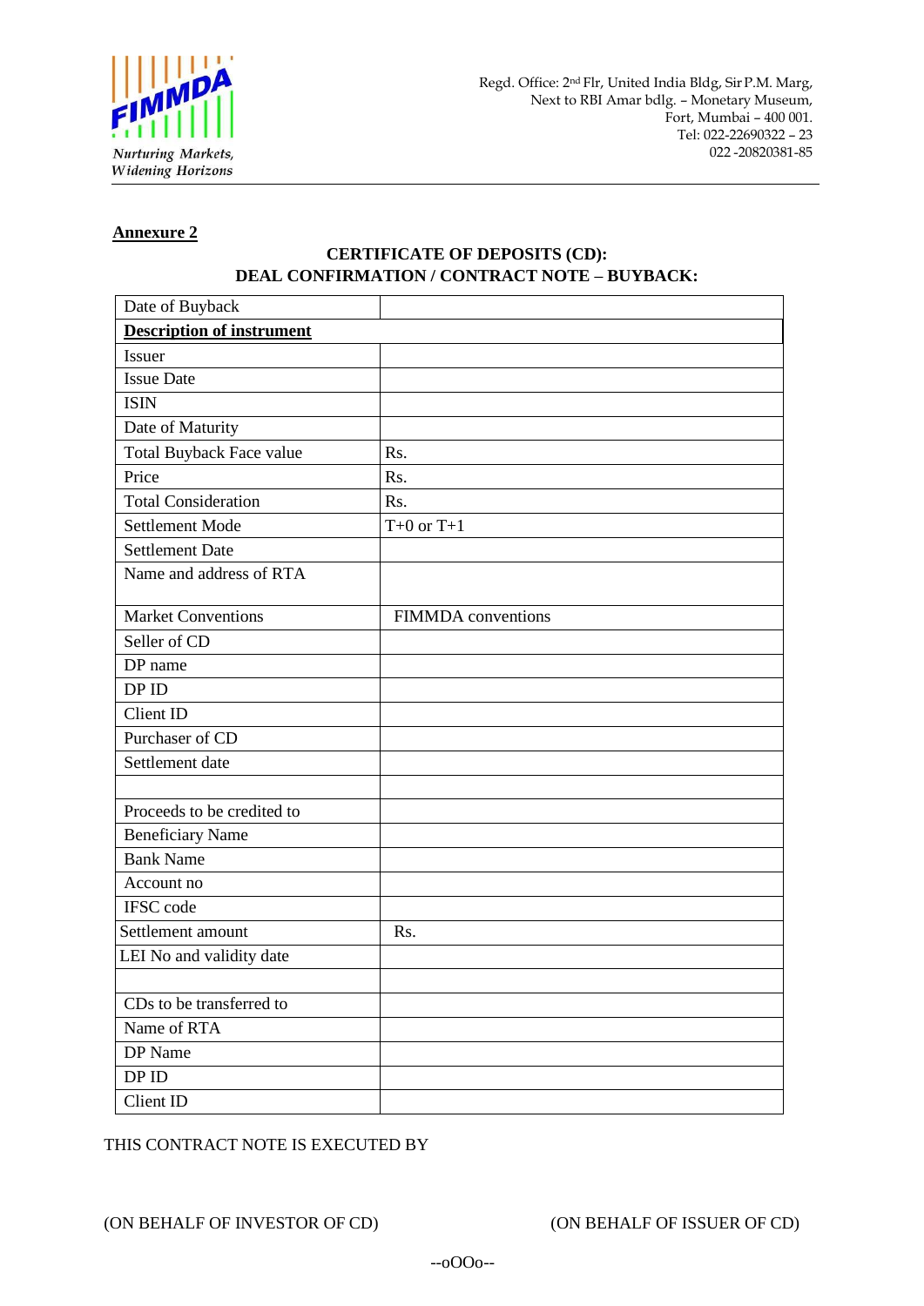## Annexure 2

### CERTIFICATE OF DEPOSITS (CD): DEAL CONFIRMATION / CONTRACT NOTE – BUYBACK:

| | |
|---|---|
| Date of Buyback | |
| **Description of instrument** | |
| Issuer | |
| Issue Date | |
| ISIN | |
| Date of Maturity | |
| Total Buyback Face value | Rs. |
| Price | Rs. |
| Total Consideration | Rs. |
| Settlement Mode | T+0 or T+1 |
| Settlement Date | |
| Name and address of RTA | |
| Market Conventions | FIMMDA conventions |
| Seller of CD | |
| DP name | |
| DP ID | |
| Client ID | |
| Purchaser of CD | |
| Settlement date | |
| | |
| Proceeds to be credited to | |
| Beneficiary Name | |
| Bank Name | |
| Account no | |
| IFSC code | |
| Settlement amount | Rs. |
| LEI No and validity date | |
| | |
| CDs to be transferred to | |
| Name of RTA | |
| DP Name | |
| DP ID | |
| Client ID | |

THIS CONTRACT NOTE IS EXECUTED BY

(ON BEHALF OF INVESTOR OF CD) (ON BEHALF OF ISSUER OF CD)

--oOOo--